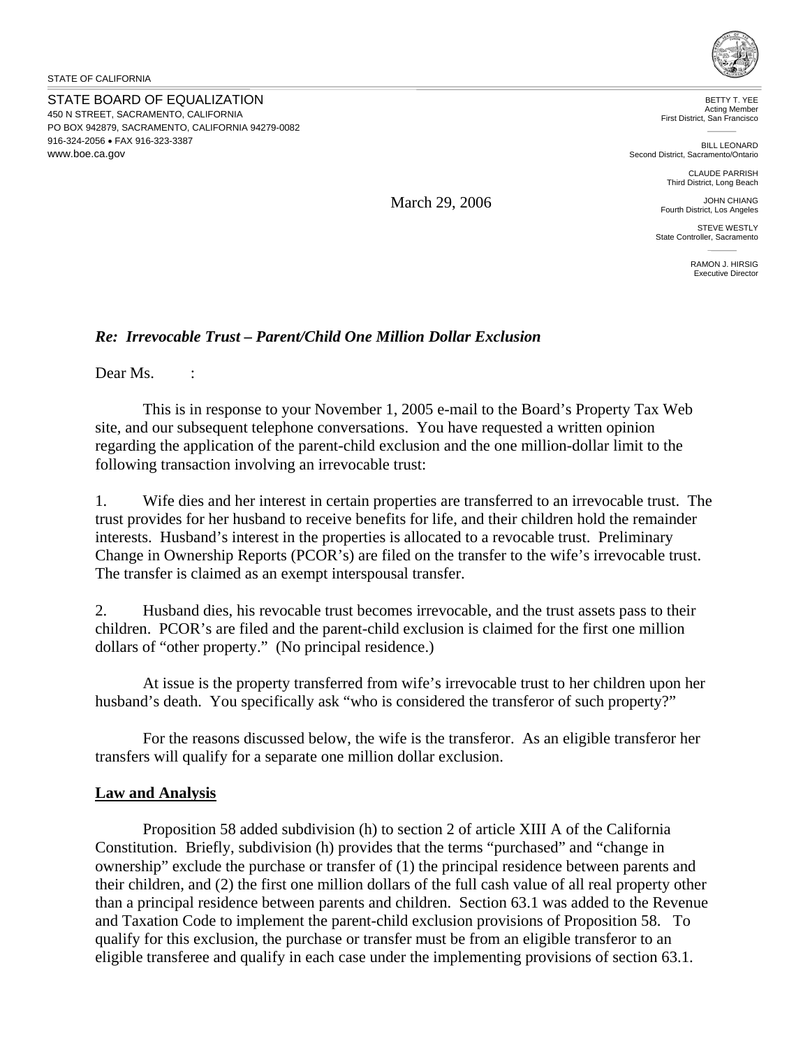STATE OF CALIFORNIA

STATE BOARD OF EQUALIZATION
450 N STREET, SACRAMENTO, CALIFORNIA
PO BOX 942879, SACRAMENTO, CALIFORNIA 94279-0082
916-324-2056 • FAX 916-323-3387
www.boe.ca.gov

BETTY T. YEE
Acting Member
First District, San Francisco

BILL LEONARD
Second District, Sacramento/Ontario

CLAUDE PARRISH
Third District, Long Beach

JOHN CHIANG
Fourth District, Los Angeles

STEVE WESTLY
State Controller, Sacramento

RAMON J. HIRSIG
Executive Director

March 29, 2006

***Re: Irrevocable Trust – Parent/Child One Million Dollar Exclusion***

Dear Ms. :

This is in response to your November 1, 2005 e-mail to the Board's Property Tax Web site, and our subsequent telephone conversations. You have requested a written opinion regarding the application of the parent-child exclusion and the one million-dollar limit to the following transaction involving an irrevocable trust:

1. Wife dies and her interest in certain properties are transferred to an irrevocable trust. The trust provides for her husband to receive benefits for life, and their children hold the remainder interests. Husband's interest in the properties is allocated to a revocable trust. Preliminary Change in Ownership Reports (PCOR's) are filed on the transfer to the wife's irrevocable trust. The transfer is claimed as an exempt interspousal transfer.

2. Husband dies, his revocable trust becomes irrevocable, and the trust assets pass to their children. PCOR's are filed and the parent-child exclusion is claimed for the first one million dollars of "other property." (No principal residence.)

At issue is the property transferred from wife's irrevocable trust to her children upon her husband's death. You specifically ask "who is considered the transferor of such property?"

For the reasons discussed below, the wife is the transferor. As an eligible transferor her transfers will qualify for a separate one million dollar exclusion.

## Law and Analysis

Proposition 58 added subdivision (h) to section 2 of article XIII A of the California Constitution. Briefly, subdivision (h) provides that the terms "purchased" and "change in ownership" exclude the purchase or transfer of (1) the principal residence between parents and their children, and (2) the first one million dollars of the full cash value of all real property other than a principal residence between parents and children. Section 63.1 was added to the Revenue and Taxation Code to implement the parent-child exclusion provisions of Proposition 58. To qualify for this exclusion, the purchase or transfer must be from an eligible transferor to an eligible transferee and qualify in each case under the implementing provisions of section 63.1.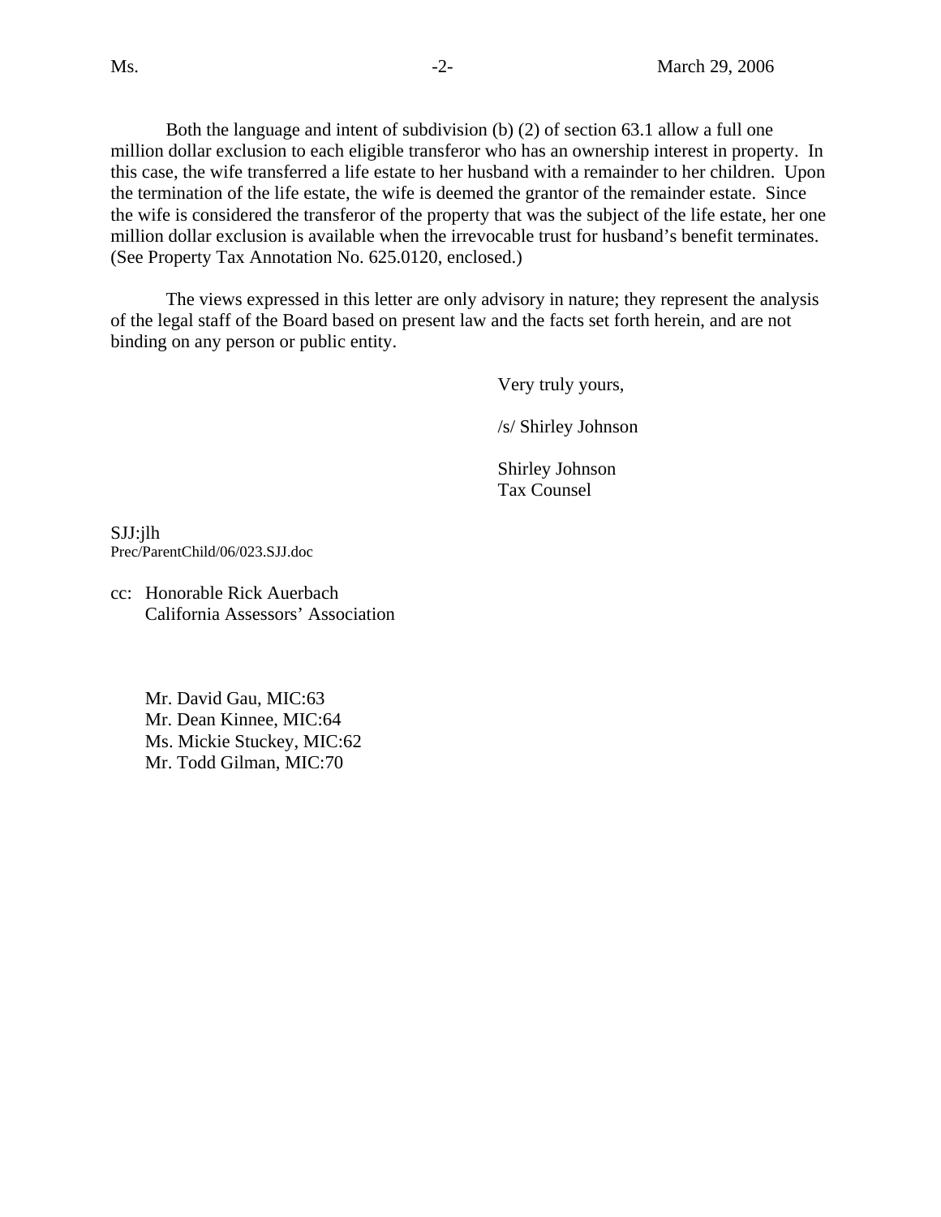Both the language and intent of subdivision (b) (2) of section 63.1 allow a full one million dollar exclusion to each eligible transferor who has an ownership interest in property. In this case, the wife transferred a life estate to her husband with a remainder to her children. Upon the termination of the life estate, the wife is deemed the grantor of the remainder estate. Since the wife is considered the transferor of the property that was the subject of the life estate, her one million dollar exclusion is available when the irrevocable trust for husband's benefit terminates. (See Property Tax Annotation No. 625.0120, enclosed.)

The views expressed in this letter are only advisory in nature; they represent the analysis of the legal staff of the Board based on present law and the facts set forth herein, and are not binding on any person or public entity.

Very truly yours,

/s/ Shirley Johnson

Shirley Johnson
Tax Counsel

SJJ:jlh
Prec/ParentChild/06/023.SJJ.doc

cc: Honorable Rick Auerbach
California Assessors' Association

Mr. David Gau, MIC:63
Mr. Dean Kinnee, MIC:64
Ms. Mickie Stuckey, MIC:62
Mr. Todd Gilman, MIC:70